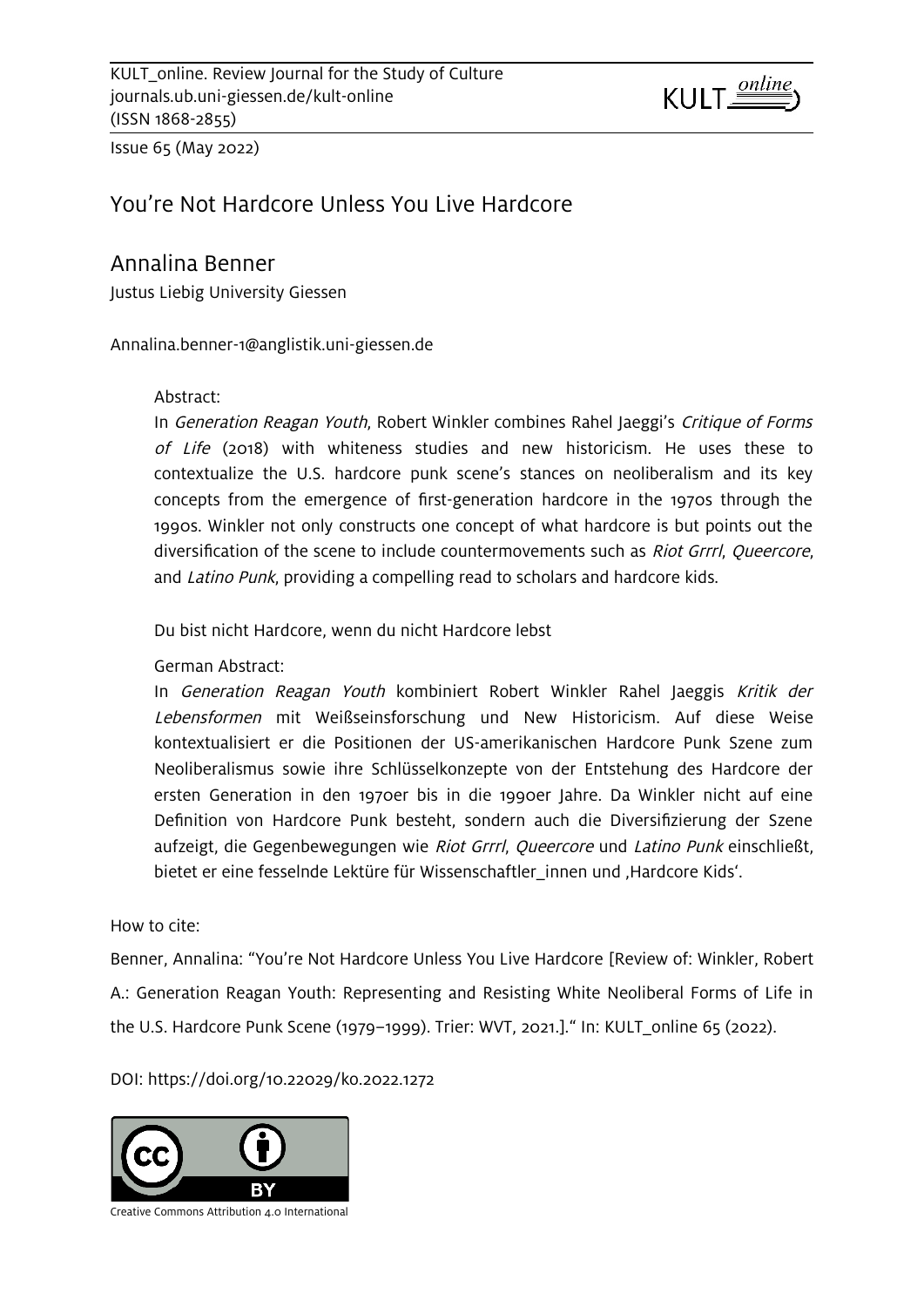KULT_online. Review Journal for the Study of Culture
journals.ub.uni-giessen.de/kult-online
(ISSN 1868-2855)

Issue 65 (May 2022)

# You're Not Hardcore Unless You Live Hardcore

## Annalina Benner

Justus Liebig University Giessen

Annalina.benner-1@anglistik.uni-giessen.de

Abstract:

In *Generation Reagan Youth*, Robert Winkler combines Rahel Jaeggi's *Critique of Forms of Life* (2018) with whiteness studies and new historicism. He uses these to contextualize the U.S. hardcore punk scene's stances on neoliberalism and its key concepts from the emergence of first-generation hardcore in the 1970s through the 1990s. Winkler not only constructs one concept of what hardcore is but points out the diversification of the scene to include countermovements such as *Riot Grrrl*, *Queercore*, and *Latino Punk*, providing a compelling read to scholars and hardcore kids.

Du bist nicht Hardcore, wenn du nicht Hardcore lebst

German Abstract:

In *Generation Reagan Youth* kombiniert Robert Winkler Rahel Jaeggis *Kritik der Lebensformen* mit Weißseinsforschung und New Historicism. Auf diese Weise kontextualisiert er die Positionen der US-amerikanischen Hardcore Punk Szene zum Neoliberalismus sowie ihre Schlüsselkonzepte von der Entstehung des Hardcore der ersten Generation in den 1970er bis in die 1990er Jahre. Da Winkler nicht auf eine Definition von Hardcore Punk besteht, sondern auch die Diversifizierung der Szene aufzeigt, die Gegenbewegungen wie *Riot Grrrl*, *Queercore* und *Latino Punk* einschließt, bietet er eine fesselnde Lektüre für Wissenschaftler_innen und ‚Hardcore Kids'.

How to cite:

Benner, Annalina: "You're Not Hardcore Unless You Live Hardcore [Review of: Winkler, Robert A.: Generation Reagan Youth: Representing and Resisting White Neoliberal Forms of Life in the U.S. Hardcore Punk Scene (1979–1999). Trier: WVT, 2021.]." In: KULT_online 65 (2022).

DOI: https://doi.org/10.22029/ko.2022.1272

Creative Commons Attribution 4.0 International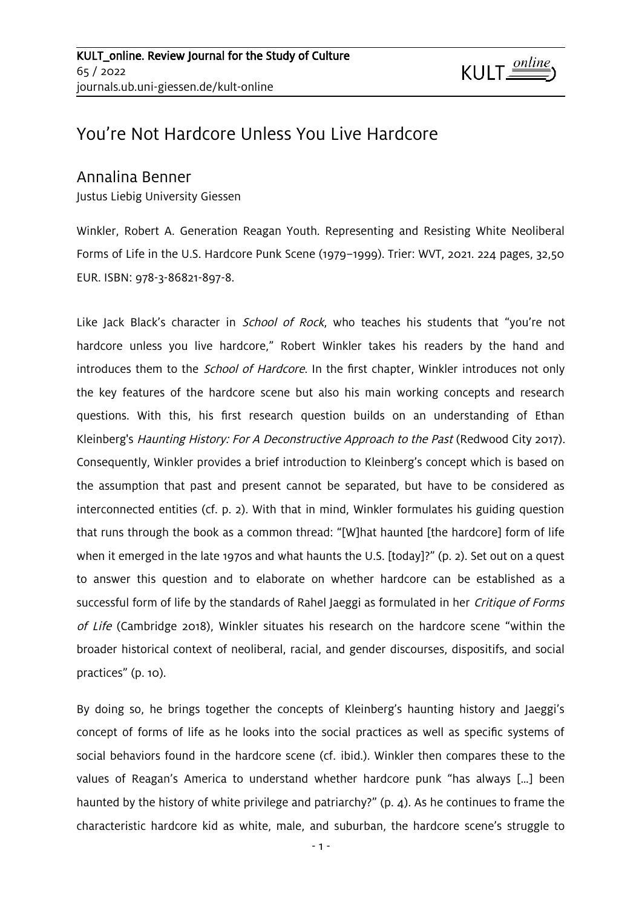# You're Not Hardcore Unless You Live Hardcore

## Annalina Benner

Justus Liebig University Giessen

Winkler, Robert A. Generation Reagan Youth. Representing and Resisting White Neoliberal Forms of Life in the U.S. Hardcore Punk Scene (1979–1999). Trier: WVT, 2021. 224 pages, 32,50 EUR. ISBN: 978-3-86821-897-8.

Like Jack Black's character in *School of Rock*, who teaches his students that "you're not hardcore unless you live hardcore," Robert Winkler takes his readers by the hand and introduces them to the *School of Hardcore*. In the first chapter, Winkler introduces not only the key features of the hardcore scene but also his main working concepts and research questions. With this, his first research question builds on an understanding of Ethan Kleinberg's *Haunting History: For A Deconstructive Approach to the Past* (Redwood City 2017). Consequently, Winkler provides a brief introduction to Kleinberg's concept which is based on the assumption that past and present cannot be separated, but have to be considered as interconnected entities (cf. p. 2). With that in mind, Winkler formulates his guiding question that runs through the book as a common thread: "[W]hat haunted [the hardcore] form of life when it emerged in the late 1970s and what haunts the U.S. [today]?" (p. 2). Set out on a quest to answer this question and to elaborate on whether hardcore can be established as a successful form of life by the standards of Rahel Jaeggi as formulated in her *Critique of Forms of Life* (Cambridge 2018), Winkler situates his research on the hardcore scene "within the broader historical context of neoliberal, racial, and gender discourses, dispositifs, and social practices" (p. 10).

By doing so, he brings together the concepts of Kleinberg's haunting history and Jaeggi's concept of forms of life as he looks into the social practices as well as specific systems of social behaviors found in the hardcore scene (cf. ibid.). Winkler then compares these to the values of Reagan's America to understand whether hardcore punk "has always [...] been haunted by the history of white privilege and patriarchy?" (p. 4). As he continues to frame the characteristic hardcore kid as white, male, and suburban, the hardcore scene's struggle to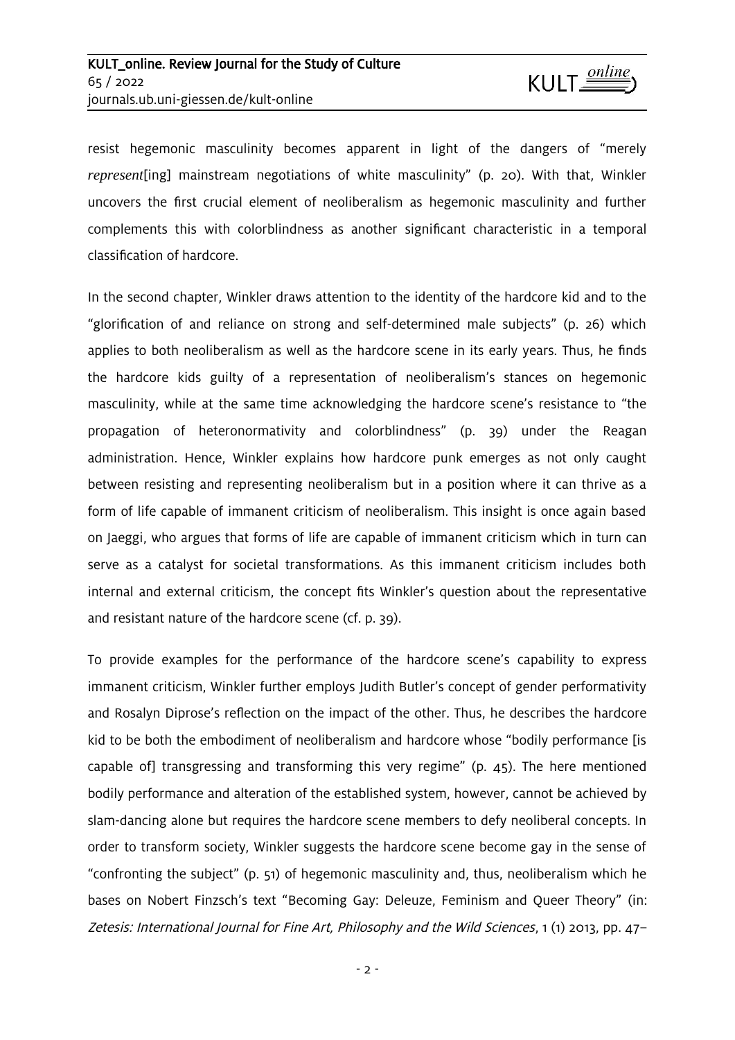resist hegemonic masculinity becomes apparent in light of the dangers of "merely *represent*[ing] mainstream negotiations of white masculinity" (p. 20). With that, Winkler uncovers the first crucial element of neoliberalism as hegemonic masculinity and further complements this with colorblindness as another significant characteristic in a temporal classification of hardcore.

In the second chapter, Winkler draws attention to the identity of the hardcore kid and to the "glorification of and reliance on strong and self-determined male subjects" (p. 26) which applies to both neoliberalism as well as the hardcore scene in its early years. Thus, he finds the hardcore kids guilty of a representation of neoliberalism's stances on hegemonic masculinity, while at the same time acknowledging the hardcore scene's resistance to "the propagation of heteronormativity and colorblindness" (p. 39) under the Reagan administration. Hence, Winkler explains how hardcore punk emerges as not only caught between resisting and representing neoliberalism but in a position where it can thrive as a form of life capable of immanent criticism of neoliberalism. This insight is once again based on Jaeggi, who argues that forms of life are capable of immanent criticism which in turn can serve as a catalyst for societal transformations. As this immanent criticism includes both internal and external criticism, the concept fits Winkler's question about the representative and resistant nature of the hardcore scene (cf. p. 39).

To provide examples for the performance of the hardcore scene's capability to express immanent criticism, Winkler further employs Judith Butler's concept of gender performativity and Rosalyn Diprose's reflection on the impact of the other. Thus, he describes the hardcore kid to be both the embodiment of neoliberalism and hardcore whose "bodily performance [is capable of] transgressing and transforming this very regime" (p. 45). The here mentioned bodily performance and alteration of the established system, however, cannot be achieved by slam-dancing alone but requires the hardcore scene members to defy neoliberal concepts. In order to transform society, Winkler suggests the hardcore scene become gay in the sense of "confronting the subject" (p. 51) of hegemonic masculinity and, thus, neoliberalism which he bases on Nobert Finzsch's text "Becoming Gay: Deleuze, Feminism and Queer Theory" (in: *Zetesis: International Journal for Fine Art, Philosophy and the Wild Sciences*, 1 (1) 2013, pp. 47–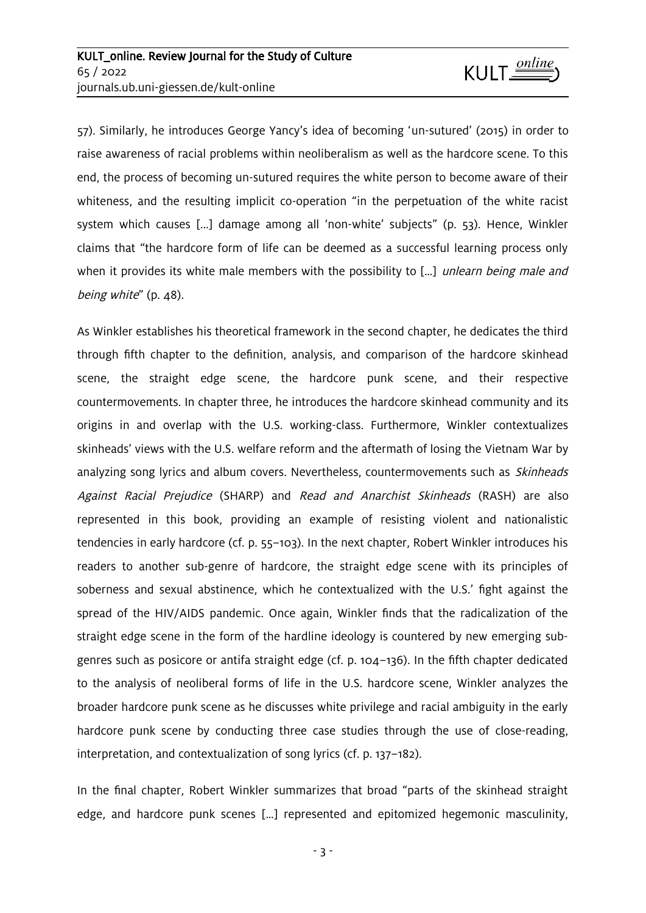57). Similarly, he introduces George Yancy's idea of becoming 'un-sutured' (2015) in order to raise awareness of racial problems within neoliberalism as well as the hardcore scene. To this end, the process of becoming un-sutured requires the white person to become aware of their whiteness, and the resulting implicit co-operation "in the perpetuation of the white racist system which causes [...] damage among all 'non-white' subjects" (p. 53). Hence, Winkler claims that "the hardcore form of life can be deemed as a successful learning process only when it provides its white male members with the possibility to [...] *unlearn being male and being white*" (p. 48).

As Winkler establishes his theoretical framework in the second chapter, he dedicates the third through fifth chapter to the definition, analysis, and comparison of the hardcore skinhead scene, the straight edge scene, the hardcore punk scene, and their respective countermovements. In chapter three, he introduces the hardcore skinhead community and its origins in and overlap with the U.S. working-class. Furthermore, Winkler contextualizes skinheads' views with the U.S. welfare reform and the aftermath of losing the Vietnam War by analyzing song lyrics and album covers. Nevertheless, countermovements such as *Skinheads Against Racial Prejudice* (SHARP) and *Read and Anarchist Skinheads* (RASH) are also represented in this book, providing an example of resisting violent and nationalistic tendencies in early hardcore (cf. p. 55–103). In the next chapter, Robert Winkler introduces his readers to another sub-genre of hardcore, the straight edge scene with its principles of soberness and sexual abstinence, which he contextualized with the U.S.' fight against the spread of the HIV/AIDS pandemic. Once again, Winkler finds that the radicalization of the straight edge scene in the form of the hardline ideology is countered by new emerging sub-genres such as posicore or antifa straight edge (cf. p. 104–136). In the fifth chapter dedicated to the analysis of neoliberal forms of life in the U.S. hardcore scene, Winkler analyzes the broader hardcore punk scene as he discusses white privilege and racial ambiguity in the early hardcore punk scene by conducting three case studies through the use of close-reading, interpretation, and contextualization of song lyrics (cf. p. 137–182).

In the final chapter, Robert Winkler summarizes that broad "parts of the skinhead straight edge, and hardcore punk scenes [...] represented and epitomized hegemonic masculinity,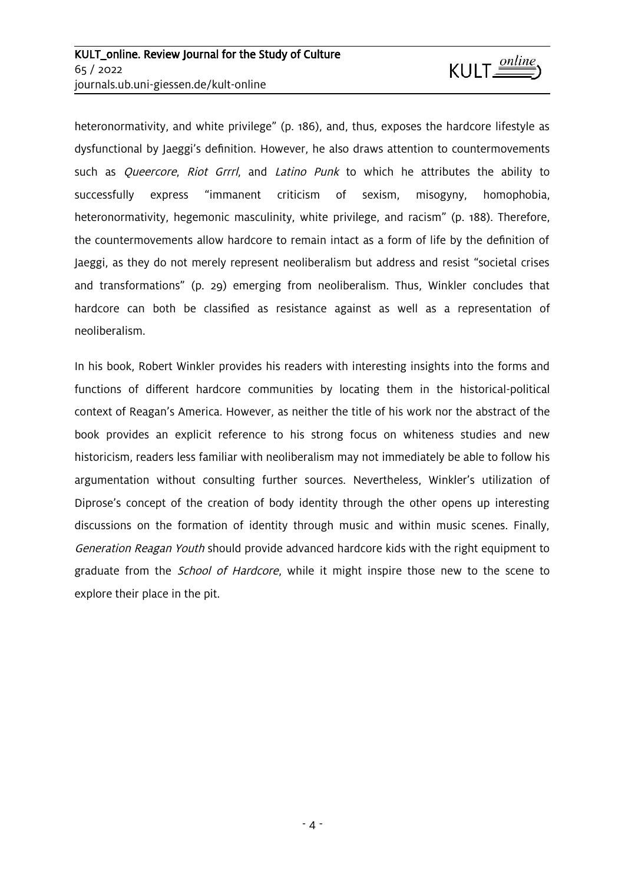heteronormativity, and white privilege" (p. 186), and, thus, exposes the hardcore lifestyle as dysfunctional by Jaeggi's definition. However, he also draws attention to countermovements such as *Queercore*, *Riot Grrrl*, and *Latino Punk* to which he attributes the ability to successfully express "immanent criticism of sexism, misogyny, homophobia, heteronormativity, hegemonic masculinity, white privilege, and racism" (p. 188). Therefore, the countermovements allow hardcore to remain intact as a form of life by the definition of Jaeggi, as they do not merely represent neoliberalism but address and resist "societal crises and transformations" (p. 29) emerging from neoliberalism. Thus, Winkler concludes that hardcore can both be classified as resistance against as well as a representation of neoliberalism.

In his book, Robert Winkler provides his readers with interesting insights into the forms and functions of different hardcore communities by locating them in the historical-political context of Reagan's America. However, as neither the title of his work nor the abstract of the book provides an explicit reference to his strong focus on whiteness studies and new historicism, readers less familiar with neoliberalism may not immediately be able to follow his argumentation without consulting further sources. Nevertheless, Winkler's utilization of Diprose's concept of the creation of body identity through the other opens up interesting discussions on the formation of identity through music and within music scenes. Finally, *Generation Reagan Youth* should provide advanced hardcore kids with the right equipment to graduate from the *School of Hardcore*, while it might inspire those new to the scene to explore their place in the pit.